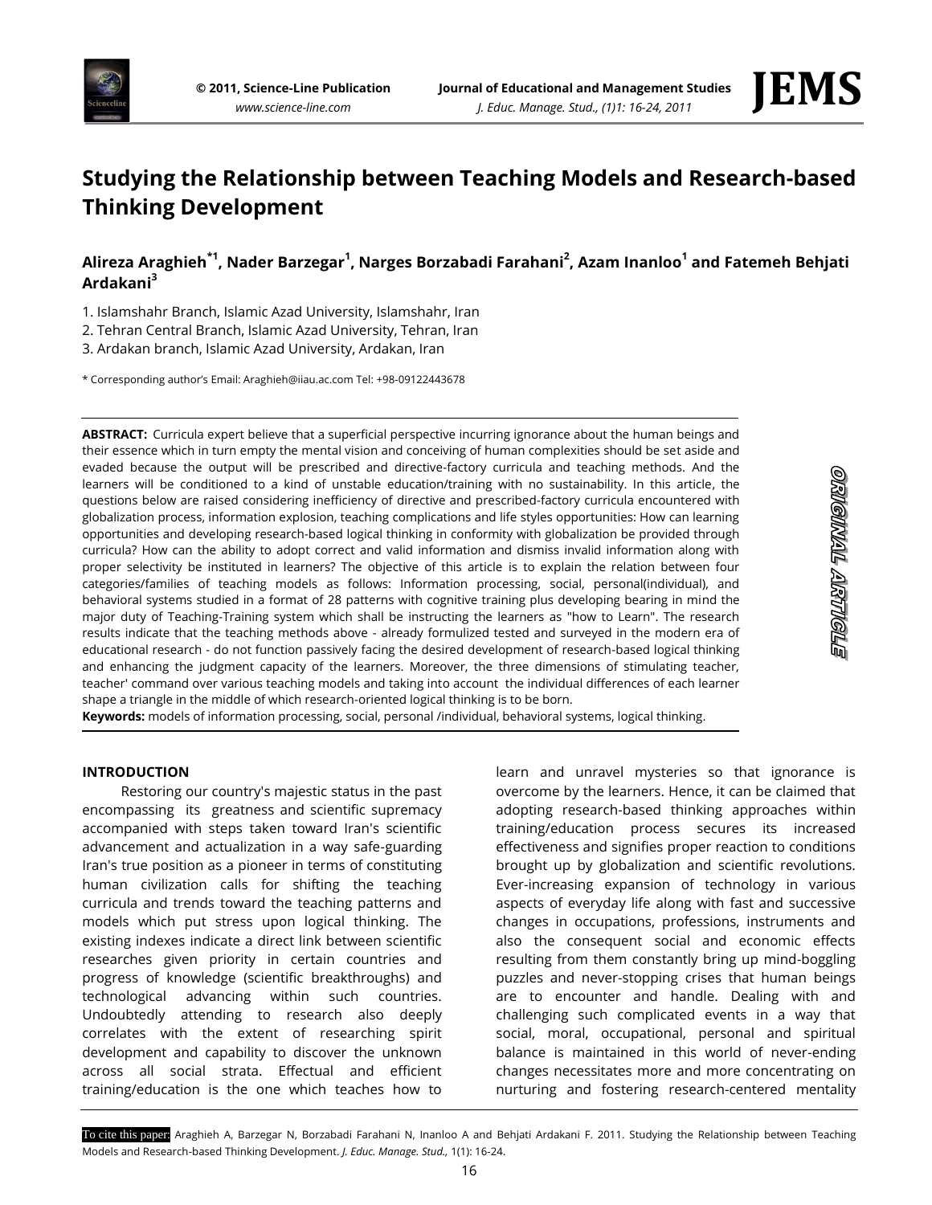# Studying the Relationship between Teaching Models and Research-based Thinking Development

**Alireza Araghieh[*1], Nader Barzegar[1], Narges Borzabadi Farahani[2], Azam Inanloo[1] and Fatemeh Behjati Ardakani[3]**

1. Islamshahr Branch, Islamic Azad University, Islamshahr, Iran
2. Tehran Central Branch, Islamic Azad University, Tehran, Iran
3. Ardakan branch, Islamic Azad University, Ardakan, Iran

* Corresponding author's Email: Araghieh@iiau.ac.com Tel: +98-09122443678

ORIGINAL ARTICLE

**ABSTRACT:** Curricula expert believe that a superficial perspective incurring ignorance about the human beings and their essence which in turn empty the mental vision and conceiving of human complexities should be set aside and evaded because the output will be prescribed and directive-factory curricula and teaching methods. And the learners will be conditioned to a kind of unstable education/training with no sustainability. In this article, the questions below are raised considering inefficiency of directive and prescribed-factory curricula encountered with globalization process, information explosion, teaching complications and life styles opportunities: How can learning opportunities and developing research-based logical thinking in conformity with globalization be provided through curricula? How can the ability to adopt correct and valid information and dismiss invalid information along with proper selectivity be instituted in learners? The objective of this article is to explain the relation between four categories/families of teaching models as follows: Information processing, social, personal(individual), and behavioral systems studied in a format of 28 patterns with cognitive training plus developing bearing in mind the major duty of Teaching-Training system which shall be instructing the learners as "how to Learn". The research results indicate that the teaching methods above - already formulized tested and surveyed in the modern era of educational research - do not function passively facing the desired development of research-based logical thinking and enhancing the judgment capacity of the learners. Moreover, the three dimensions of stimulating teacher, teacher' command over various teaching models and taking into account the individual differences of each learner shape a triangle in the middle of which research-oriented logical thinking is to be born.

**Keywords:** models of information processing, social, personal /individual, behavioral systems, logical thinking.

## INTRODUCTION

Restoring our country's majestic status in the past encompassing its greatness and scientific supremacy accompanied with steps taken toward Iran's scientific advancement and actualization in a way safe-guarding Iran's true position as a pioneer in terms of constituting human civilization calls for shifting the teaching curricula and trends toward the teaching patterns and models which put stress upon logical thinking. The existing indexes indicate a direct link between scientific researches given priority in certain countries and progress of knowledge (scientific breakthroughs) and technological advancing within such countries. Undoubtedly attending to research also deeply correlates with the extent of researching spirit development and capability to discover the unknown across all social strata. Effectual and efficient training/education is the one which teaches how to learn and unravel mysteries so that ignorance is overcome by the learners. Hence, it can be claimed that adopting research-based thinking approaches within training/education process secures its increased effectiveness and signifies proper reaction to conditions brought up by globalization and scientific revolutions. Ever-increasing expansion of technology in various aspects of everyday life along with fast and successive changes in occupations, professions, instruments and also the consequent social and economic effects resulting from them constantly bring up mind-boggling puzzles and never-stopping crises that human beings are to encounter and handle. Dealing with and challenging such complicated events in a way that social, moral, occupational, personal and spiritual balance is maintained in this world of never-ending changes necessitates more and more concentrating on nurturing and fostering research-centered mentality

To cite this paper: Araghieh A, Barzegar N, Borzabadi Farahani N, Inanloo A and Behjati Ardakani F. 2011. Studying the Relationship between Teaching Models and Research-based Thinking Development. *J. Educ. Manage. Stud.,* 1(1): 16-24.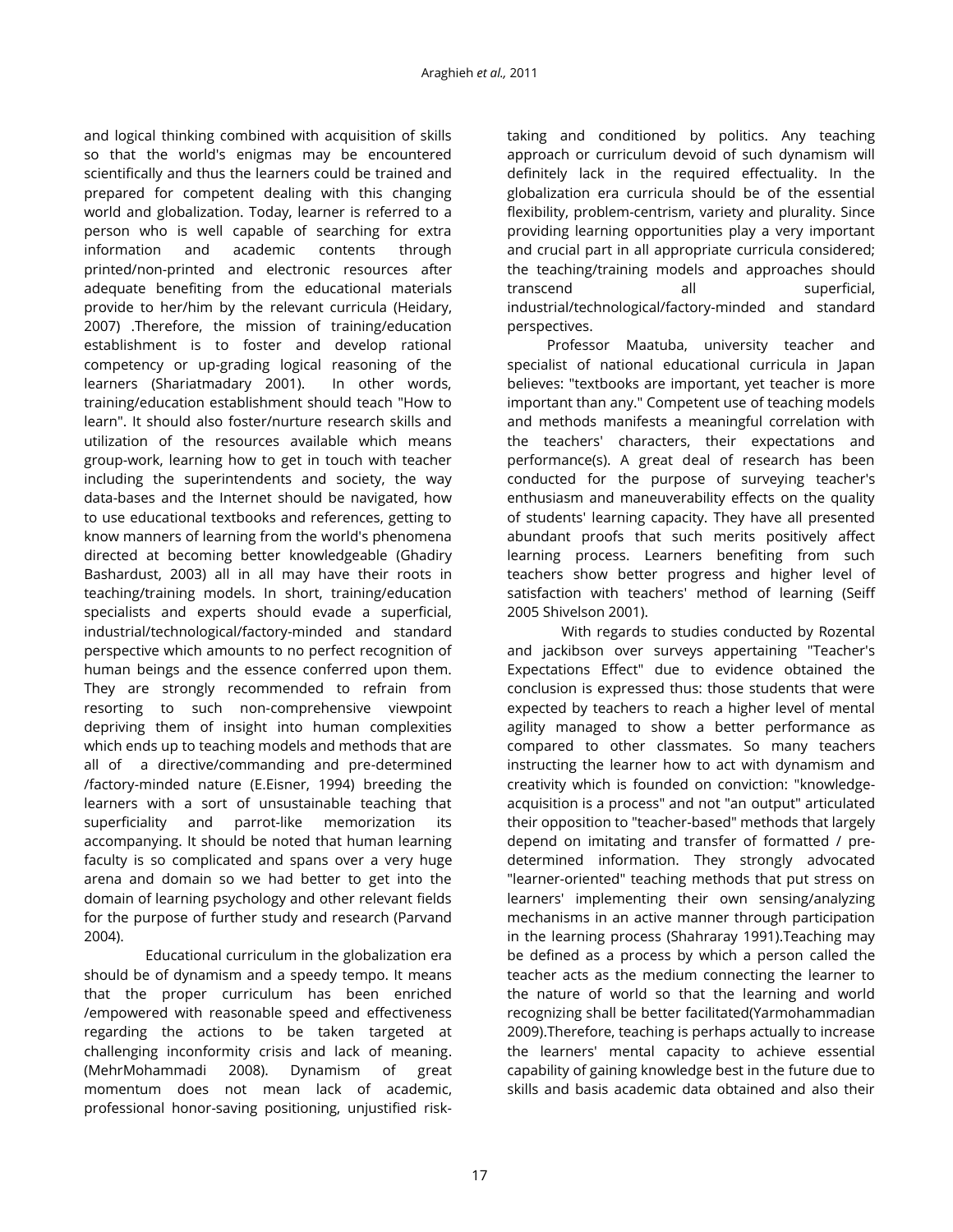and logical thinking combined with acquisition of skills so that the world's enigmas may be encountered scientifically and thus the learners could be trained and prepared for competent dealing with this changing world and globalization. Today, learner is referred to a person who is well capable of searching for extra information and academic contents through printed/non-printed and electronic resources after adequate benefiting from the educational materials provide to her/him by the relevant curricula (Heidary, 2007) .Therefore, the mission of training/education establishment is to foster and develop rational competency or up-grading logical reasoning of the learners (Shariatmadary 2001). In other words, training/education establishment should teach "How to learn". It should also foster/nurture research skills and utilization of the resources available which means group-work, learning how to get in touch with teacher including the superintendents and society, the way data-bases and the Internet should be navigated, how to use educational textbooks and references, getting to know manners of learning from the world's phenomena directed at becoming better knowledgeable (Ghadiry Bashardust, 2003) all in all may have their roots in teaching/training models. In short, training/education specialists and experts should evade a superficial, industrial/technological/factory-minded and standard perspective which amounts to no perfect recognition of human beings and the essence conferred upon them. They are strongly recommended to refrain from resorting to such non-comprehensive viewpoint depriving them of insight into human complexities which ends up to teaching models and methods that are all of a directive/commanding and pre-determined /factory-minded nature (E.Eisner, 1994) breeding the learners with a sort of unsustainable teaching that superficiality and parrot-like memorization its accompanying. It should be noted that human learning faculty is so complicated and spans over a very huge arena and domain so we had better to get into the domain of learning psychology and other relevant fields for the purpose of further study and research (Parvand 2004).

Educational curriculum in the globalization era should be of dynamism and a speedy tempo. It means that the proper curriculum has been enriched /empowered with reasonable speed and effectiveness regarding the actions to be taken targeted at challenging inconformity crisis and lack of meaning. (MehrMohammadi 2008). Dynamism of great momentum does not mean lack of academic, professional honor-saving positioning, unjustified risk-taking and conditioned by politics. Any teaching approach or curriculum devoid of such dynamism will definitely lack in the required effectuality. In the globalization era curricula should be of the essential flexibility, problem-centrism, variety and plurality. Since providing learning opportunities play a very important and crucial part in all appropriate curricula considered; the teaching/training models and approaches should transcend all superficial, industrial/technological/factory-minded and standard perspectives.

Professor Maatuba, university teacher and specialist of national educational curricula in Japan believes: "textbooks are important, yet teacher is more important than any." Competent use of teaching models and methods manifests a meaningful correlation with the teachers' characters, their expectations and performance(s). A great deal of research has been conducted for the purpose of surveying teacher's enthusiasm and maneuverability effects on the quality of students' learning capacity. They have all presented abundant proofs that such merits positively affect learning process. Learners benefiting from such teachers show better progress and higher level of satisfaction with teachers' method of learning (Seiff 2005 Shivelson 2001).

With regards to studies conducted by Rozental and jackibson over surveys appertaining "Teacher's Expectations Effect" due to evidence obtained the conclusion is expressed thus: those students that were expected by teachers to reach a higher level of mental agility managed to show a better performance as compared to other classmates. So many teachers instructing the learner how to act with dynamism and creativity which is founded on conviction: "knowledge-acquisition is a process" and not "an output" articulated their opposition to "teacher-based" methods that largely depend on imitating and transfer of formatted / pre-determined information. They strongly advocated "learner-oriented" teaching methods that put stress on learners' implementing their own sensing/analyzing mechanisms in an active manner through participation in the learning process (Shahraray 1991).Teaching may be defined as a process by which a person called the teacher acts as the medium connecting the learner to the nature of world so that the learning and world recognizing shall be better facilitated(Yarmohammadian 2009).Therefore, teaching is perhaps actually to increase the learners' mental capacity to achieve essential capability of gaining knowledge best in the future due to skills and basis academic data obtained and also their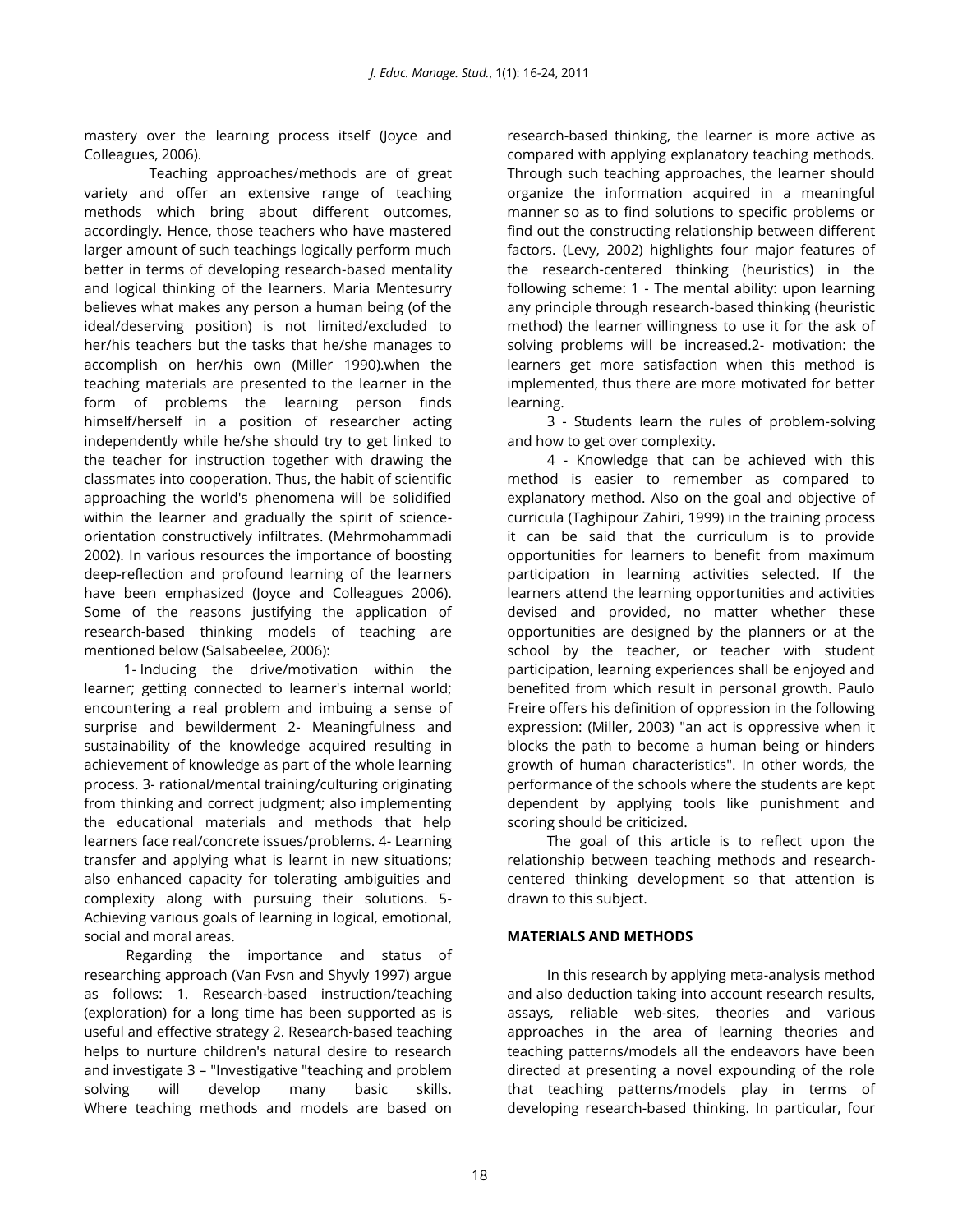mastery over the learning process itself (Joyce and Colleagues, 2006).

Teaching approaches/methods are of great variety and offer an extensive range of teaching methods which bring about different outcomes, accordingly. Hence, those teachers who have mastered larger amount of such teachings logically perform much better in terms of developing research-based mentality and logical thinking of the learners. Maria Mentesurry believes what makes any person a human being (of the ideal/deserving position) is not limited/excluded to her/his teachers but the tasks that he/she manages to accomplish on her/his own (Miller 1990).when the teaching materials are presented to the learner in the form of problems the learning person finds himself/herself in a position of researcher acting independently while he/she should try to get linked to the teacher for instruction together with drawing the classmates into cooperation. Thus, the habit of scientific approaching the world's phenomena will be solidified within the learner and gradually the spirit of science-orientation constructively infiltrates. (Mehrmohammadi 2002). In various resources the importance of boosting deep-reflection and profound learning of the learners have been emphasized (Joyce and Colleagues 2006). Some of the reasons justifying the application of research-based thinking models of teaching are mentioned below (Salsabeelee, 2006):

1- Inducing the drive/motivation within the learner; getting connected to learner's internal world; encountering a real problem and imbuing a sense of surprise and bewilderment 2- Meaningfulness and sustainability of the knowledge acquired resulting in achievement of knowledge as part of the whole learning process. 3- rational/mental training/culturing originating from thinking and correct judgment; also implementing the educational materials and methods that help learners face real/concrete issues/problems. 4- Learning transfer and applying what is learnt in new situations; also enhanced capacity for tolerating ambiguities and complexity along with pursuing their solutions. 5- Achieving various goals of learning in logical, emotional, social and moral areas.

Regarding the importance and status of researching approach (Van Fvsn and Shyvly 1997) argue as follows: 1. Research-based instruction/teaching (exploration) for a long time has been supported as is useful and effective strategy 2. Research-based teaching helps to nurture children's natural desire to research and investigate 3 – "Investigative "teaching and problem solving will develop many basic skills. Where teaching methods and models are based on research-based thinking, the learner is more active as compared with applying explanatory teaching methods. Through such teaching approaches, the learner should organize the information acquired in a meaningful manner so as to find solutions to specific problems or find out the constructing relationship between different factors. (Levy, 2002) highlights four major features of the research-centered thinking (heuristics) in the following scheme: 1 - The mental ability: upon learning any principle through research-based thinking (heuristic method) the learner willingness to use it for the ask of solving problems will be increased.2- motivation: the learners get more satisfaction when this method is implemented, thus there are more motivated for better learning.

3 - Students learn the rules of problem-solving and how to get over complexity.

4 - Knowledge that can be achieved with this method is easier to remember as compared to explanatory method. Also on the goal and objective of curricula (Taghipour Zahiri, 1999) in the training process it can be said that the curriculum is to provide opportunities for learners to benefit from maximum participation in learning activities selected. If the learners attend the learning opportunities and activities devised and provided, no matter whether these opportunities are designed by the planners or at the school by the teacher, or teacher with student participation, learning experiences shall be enjoyed and benefited from which result in personal growth. Paulo Freire offers his definition of oppression in the following expression: (Miller, 2003) "an act is oppressive when it blocks the path to become a human being or hinders growth of human characteristics". In other words, the performance of the schools where the students are kept dependent by applying tools like punishment and scoring should be criticized.

The goal of this article is to reflect upon the relationship between teaching methods and research-centered thinking development so that attention is drawn to this subject.

## MATERIALS AND METHODS

In this research by applying meta-analysis method and also deduction taking into account research results, assays, reliable web-sites, theories and various approaches in the area of learning theories and teaching patterns/models all the endeavors have been directed at presenting a novel expounding of the role that teaching patterns/models play in terms of developing research-based thinking. In particular, four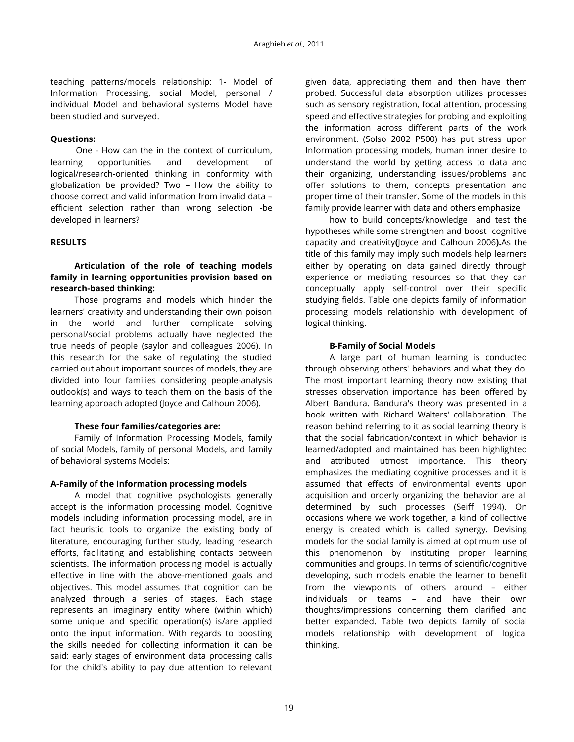teaching patterns/models relationship: 1- Model of Information Processing, social Model, personal / individual Model and behavioral systems Model have been studied and surveyed.

**Questions:**

One - How can the in the context of curriculum, learning opportunities and development of logical/research-oriented thinking in conformity with globalization be provided? Two – How the ability to choose correct and valid information from invalid data – efficient selection rather than wrong selection -be developed in learners?

## RESULTS

### Articulation of the role of teaching models family in learning opportunities provision based on research-based thinking:

Those programs and models which hinder the learners' creativity and understanding their own poison in the world and further complicate solving personal/social problems actually have neglected the true needs of people (saylor and colleagues 2006). In this research for the sake of regulating the studied carried out about important sources of models, they are divided into four families considering people-analysis outlook(s) and ways to teach them on the basis of the learning approach adopted (Joyce and Calhoun 2006).

**These four families/categories are:**

Family of Information Processing Models, family of social Models, family of personal Models, and family of behavioral systems Models:

### A-Family of the Information processing models

A model that cognitive psychologists generally accept is the information processing model. Cognitive models including information processing model, are in fact heuristic tools to organize the existing body of literature, encouraging further study, leading research efforts, facilitating and establishing contacts between scientists. The information processing model is actually effective in line with the above-mentioned goals and objectives. This model assumes that cognition can be analyzed through a series of stages. Each stage represents an imaginary entity where (within which) some unique and specific operation(s) is/are applied onto the input information. With regards to boosting the skills needed for collecting information it can be said: early stages of environment data processing calls for the child's ability to pay due attention to relevant given data, appreciating them and then have them probed. Successful data absorption utilizes processes such as sensory registration, focal attention, processing speed and effective strategies for probing and exploiting the information across different parts of the work environment. (Solso 2002 P500) has put stress upon Information processing models, human inner desire to understand the world by getting access to data and their organizing, understanding issues/problems and offer solutions to them, concepts presentation and proper time of their transfer. Some of the models in this family provide learner with data and others emphasize

how to build concepts/knowledge and test the hypotheses while some strengthen and boost cognitive capacity and creativity**(**Joyce and Calhoun 2006**).**As the title of this family may imply such models help learners either by operating on data gained directly through experience or mediating resources so that they can conceptually apply self-control over their specific studying fields. Table one depicts family of information processing models relationship with development of logical thinking.

### B-Family of Social Models

A large part of human learning is conducted through observing others' behaviors and what they do. The most important learning theory now existing that stresses observation importance has been offered by Albert Bandura. Bandura's theory was presented in a book written with Richard Walters' collaboration. The reason behind referring to it as social learning theory is that the social fabrication/context in which behavior is learned/adopted and maintained has been highlighted and attributed utmost importance. This theory emphasizes the mediating cognitive processes and it is assumed that effects of environmental events upon acquisition and orderly organizing the behavior are all determined by such processes (Seiff 1994). On occasions where we work together, a kind of collective energy is created which is called synergy. Devising models for the social family is aimed at optimum use of this phenomenon by instituting proper learning communities and groups. In terms of scientific/cognitive developing, such models enable the learner to benefit from the viewpoints of others around – either individuals or teams – and have their own thoughts/impressions concerning them clarified and better expanded. Table two depicts family of social models relationship with development of logical thinking.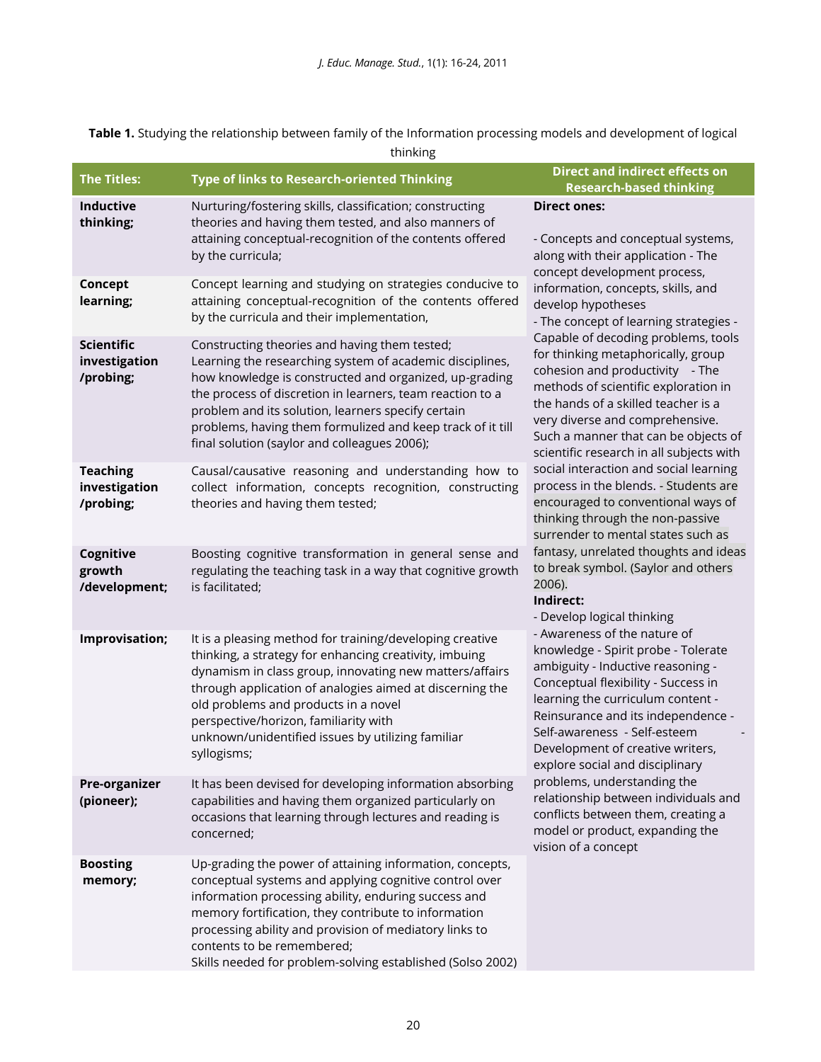**Table 1.** Studying the relationship between family of the Information processing models and development of logical thinking

| The Titles: | Type of links to Research-oriented Thinking | Direct and indirect effects on Research-based thinking |
|---|---|---|
| **Inductive thinking;** | Nurturing/fostering skills, classification; constructing theories and having them tested, and also manners of attaining conceptual-recognition of the contents offered by the curricula; | **Direct ones:** - Concepts and conceptual systems, along with their application - The concept development process, information, concepts, skills, and develop hypotheses - The concept of learning strategies - Capable of decoding problems, tools for thinking metaphorically, group cohesion and productivity - The methods of scientific exploration in the hands of a skilled teacher is a very diverse and comprehensive. Such a manner that can be objects of scientific research in all subjects with social interaction and social learning process in the blends. - Students are encouraged to conventional ways of thinking through the non-passive surrender to mental states such as fantasy, unrelated thoughts and ideas to break symbol. (Saylor and others 2006). **Indirect:** - Develop logical thinking - Awareness of the nature of knowledge - Spirit probe - Tolerate ambiguity - Inductive reasoning - Conceptual flexibility - Success in learning the curriculum content - Reinsurance and its independence - Self-awareness - Self-esteem - Development of creative writers, explore social and disciplinary problems, understanding the relationship between individuals and conflicts between them, creating a model or product, expanding the vision of a concept |
| **Concept learning;** | Concept learning and studying on strategies conducive to attaining conceptual-recognition of the contents offered by the curricula and their implementation, | |
| **Scientific investigation /probing;** | Constructing theories and having them tested; Learning the researching system of academic disciplines, how knowledge is constructed and organized, up-grading the process of discretion in learners, team reaction to a problem and its solution, learners specify certain problems, having them formulized and keep track of it till final solution (saylor and colleagues 2006); | |
| **Teaching investigation /probing;** | Causal/causative reasoning and understanding how to collect information, concepts recognition, constructing theories and having them tested; | |
| **Cognitive growth /development;** | Boosting cognitive transformation in general sense and regulating the teaching task in a way that cognitive growth is facilitated; | |
| **Improvisation;** | It is a pleasing method for training/developing creative thinking, a strategy for enhancing creativity, imbuing dynamism in class group, innovating new matters/affairs through application of analogies aimed at discerning the old problems and products in a novel perspective/horizon, familiarity with unknown/unidentified issues by utilizing familiar syllogisms; | |
| **Pre-organizer (pioneer);** | It has been devised for developing information absorbing capabilities and having them organized particularly on occasions that learning through lectures and reading is concerned; | |
| **Boosting memory;** | Up-grading the power of attaining information, concepts, conceptual systems and applying cognitive control over information processing ability, enduring success and memory fortification, they contribute to information processing ability and provision of mediatory links to contents to be remembered; Skills needed for problem-solving established (Solso 2002) | |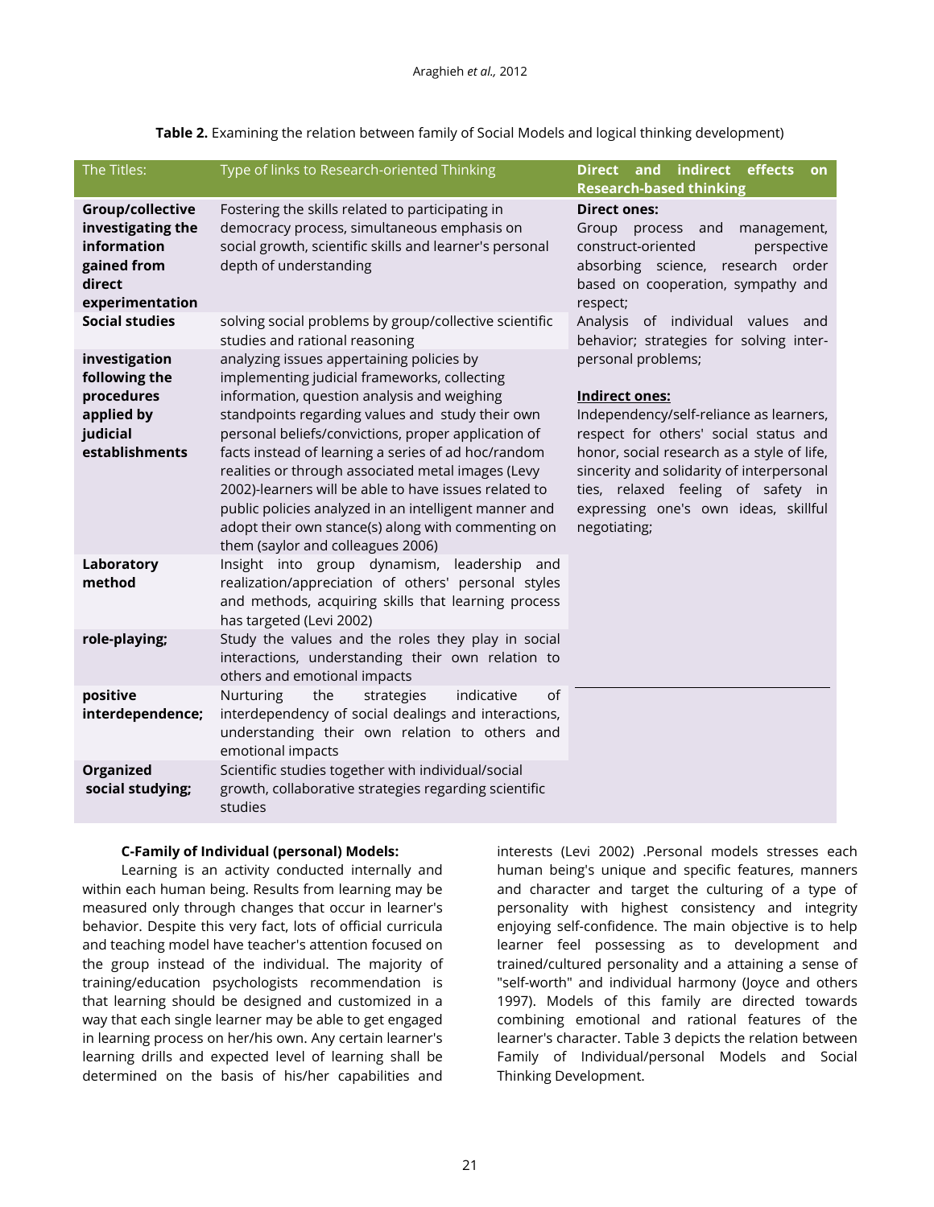**Table 2.** Examining the relation between family of Social Models and logical thinking development)

| The Titles: | Type of links to Research-oriented Thinking | Direct and indirect effects on Research-based thinking |
|---|---|---|
| **Group/collective investigating the information gained from direct experimentation** | Fostering the skills related to participating in democracy process, simultaneous emphasis on social growth, scientific skills and learner's personal depth of understanding | **Direct ones:** Group process and management, construct-oriented perspective absorbing science, research order based on cooperation, sympathy and respect; Analysis of individual values and behavior; strategies for solving inter-personal problems; **Indirect ones:** Independency/self-reliance as learners, respect for others' social status and honor, social research as a style of life, sincerity and solidarity of interpersonal ties, relaxed feeling of safety in expressing one's own ideas, skillful negotiating; |
| **Social studies** | solving social problems by group/collective scientific studies and rational reasoning | |
| **investigation following the procedures applied by judicial establishments** | analyzing issues appertaining policies by implementing judicial frameworks, collecting information, question analysis and weighing standpoints regarding values and study their own personal beliefs/convictions, proper application of facts instead of learning a series of ad hoc/random realities or through associated metal images (Levy 2002)-learners will be able to have issues related to public policies analyzed in an intelligent manner and adopt their own stance(s) along with commenting on them (saylor and colleagues 2006) | |
| **Laboratory method** | Insight into group dynamism, leadership and realization/appreciation of others' personal styles and methods, acquiring skills that learning process has targeted (Levi 2002) | |
| **role-playing;** | Study the values and the roles they play in social interactions, understanding their own relation to others and emotional impacts | |
| **positive interdependence;** | Nurturing the strategies indicative of interdependency of social dealings and interactions, understanding their own relation to others and emotional impacts | |
| **Organized social studying;** | Scientific studies together with individual/social growth, collaborative strategies regarding scientific studies | |

**C-Family of Individual (personal) Models:**

Learning is an activity conducted internally and within each human being. Results from learning may be measured only through changes that occur in learner's behavior. Despite this very fact, lots of official curricula and teaching model have teacher's attention focused on the group instead of the individual. The majority of training/education psychologists recommendation is that learning should be designed and customized in a way that each single learner may be able to get engaged in learning process on her/his own. Any certain learner's learning drills and expected level of learning shall be determined on the basis of his/her capabilities and interests (Levi 2002) .Personal models stresses each human being's unique and specific features, manners and character and target the culturing of a type of personality with highest consistency and integrity enjoying self-confidence. The main objective is to help learner feel possessing as to development and trained/cultured personality and a attaining a sense of "self-worth" and individual harmony (Joyce and others 1997). Models of this family are directed towards combining emotional and rational features of the learner's character. Table 3 depicts the relation between Family of Individual/personal Models and Social Thinking Development.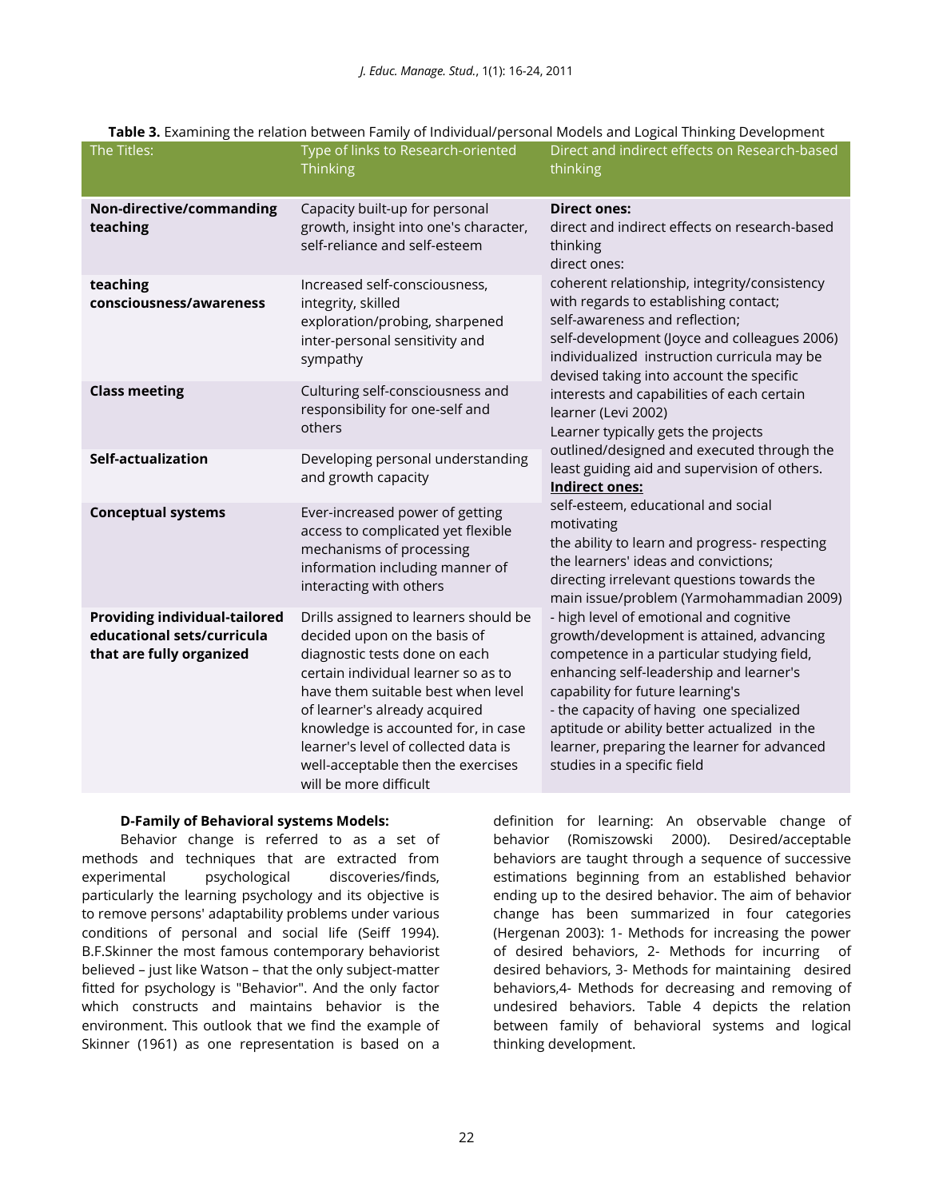**Table 3.** Examining the relation between Family of Individual/personal Models and Logical Thinking Development

| The Titles: | Type of links to Research-oriented Thinking | Direct and indirect effects on Research-based thinking |
|---|---|---|
| **Non-directive/commanding teaching** | Capacity built-up for personal growth, insight into one's character, self-reliance and self-esteem | **Direct ones:** direct and indirect effects on research-based thinking direct ones: coherent relationship, integrity/consistency with regards to establishing contact; self-awareness and reflection; self-development (Joyce and colleagues 2006) individualized instruction curricula may be devised taking into account the specific interests and capabilities of each certain learner (Levi 2002) Learner typically gets the projects outlined/designed and executed through the least guiding aid and supervision of others. **Indirect ones:** self-esteem, educational and social motivating the ability to learn and progress- respecting the learners' ideas and convictions; directing irrelevant questions towards the main issue/problem (Yarmohammadian 2009) - high level of emotional and cognitive growth/development is attained, advancing competence in a particular studying field, enhancing self-leadership and learner's capability for future learning's - the capacity of having one specialized aptitude or ability better actualized in the learner, preparing the learner for advanced studies in a specific field |
| **teaching consciousness/awareness** | Increased self-consciousness, integrity, skilled exploration/probing, sharpened inter-personal sensitivity and sympathy | |
| **Class meeting** | Culturing self-consciousness and responsibility for one-self and others | |
| **Self-actualization** | Developing personal understanding and growth capacity | |
| **Conceptual systems** | Ever-increased power of getting access to complicated yet flexible mechanisms of processing information including manner of interacting with others | |
| **Providing individual-tailored educational sets/curricula that are fully organized** | Drills assigned to learners should be decided upon on the basis of diagnostic tests done on each certain individual learner so as to have them suitable best when level of learner's already acquired knowledge is accounted for, in case learner's level of collected data is well-acceptable then the exercises will be more difficult | |

**D-Family of Behavioral systems Models:**

Behavior change is referred to as a set of methods and techniques that are extracted from experimental psychological discoveries/finds, particularly the learning psychology and its objective is to remove persons' adaptability problems under various conditions of personal and social life (Seiff 1994). B.F.Skinner the most famous contemporary behaviorist believed – just like Watson – that the only subject-matter fitted for psychology is "Behavior". And the only factor which constructs and maintains behavior is the environment. This outlook that we find the example of Skinner (1961) as one representation is based on a definition for learning: An observable change of behavior (Romiszowski 2000). Desired/acceptable behaviors are taught through a sequence of successive estimations beginning from an established behavior ending up to the desired behavior. The aim of behavior change has been summarized in four categories (Hergenan 2003): 1- Methods for increasing the power of desired behaviors, 2- Methods for incurring of desired behaviors, 3- Methods for maintaining desired behaviors,4- Methods for decreasing and removing of undesired behaviors. Table 4 depicts the relation between family of behavioral systems and logical thinking development.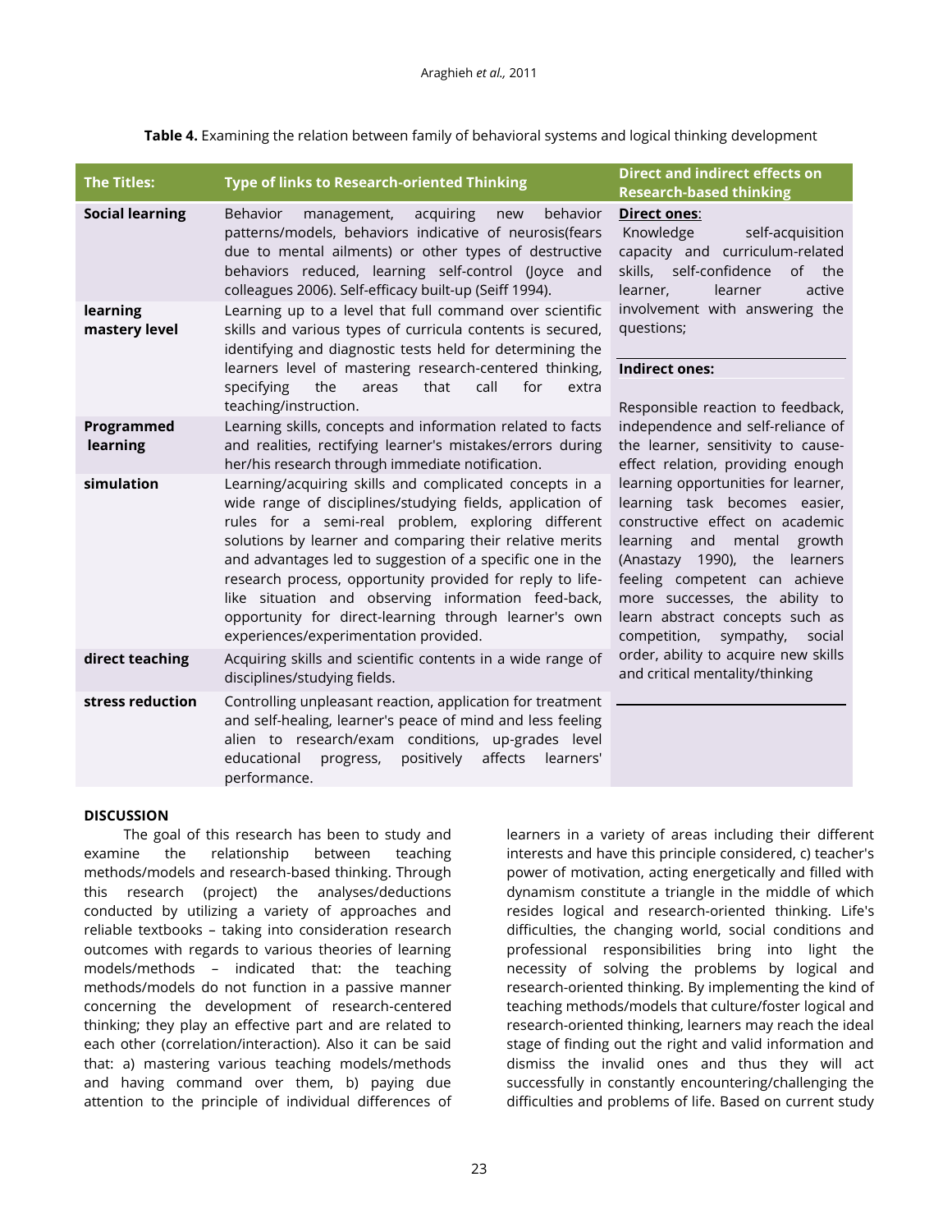**Table 4.** Examining the relation between family of behavioral systems and logical thinking development

| The Titles: | Type of links to Research-oriented Thinking | Direct and indirect effects on Research-based thinking |
|---|---|---|
| **Social learning** | Behavior management, acquiring new behavior patterns/models, behaviors indicative of neurosis(fears due to mental ailments) or other types of destructive behaviors reduced, learning self-control (Joyce and colleagues 2006). Self-efficacy built-up (Seiff 1994). | **Direct ones**: Knowledge self-acquisition capacity and curriculum-related skills, self-confidence of the learner, learner active involvement with answering the questions; **Indirect ones:** Responsible reaction to feedback, independence and self-reliance of the learner, sensitivity to cause-effect relation, providing enough learning opportunities for learner, learning task becomes easier, constructive effect on academic learning and mental growth (Anastazy 1990), the learners feeling competent can achieve more successes, the ability to learn abstract concepts such as competition, sympathy, social order, ability to acquire new skills and critical mentality/thinking |
| **learning mastery level** | Learning up to a level that full command over scientific skills and various types of curricula contents is secured, identifying and diagnostic tests held for determining the learners level of mastering research-centered thinking, specifying the areas that call for extra teaching/instruction. | |
| **Programmed learning** | Learning skills, concepts and information related to facts and realities, rectifying learner's mistakes/errors during her/his research through immediate notification. | |
| **simulation** | Learning/acquiring skills and complicated concepts in a wide range of disciplines/studying fields, application of rules for a semi-real problem, exploring different solutions by learner and comparing their relative merits and advantages led to suggestion of a specific one in the research process, opportunity provided for reply to life-like situation and observing information feed-back, opportunity for direct-learning through learner's own experiences/experimentation provided. | |
| **direct teaching** | Acquiring skills and scientific contents in a wide range of disciplines/studying fields. | |
| **stress reduction** | Controlling unpleasant reaction, application for treatment and self-healing, learner's peace of mind and less feeling alien to research/exam conditions, up-grades level educational progress, positively affects learners' performance. | |

## DISCUSSION

The goal of this research has been to study and examine the relationship between teaching methods/models and research-based thinking. Through this research (project) the analyses/deductions conducted by utilizing a variety of approaches and reliable textbooks – taking into consideration research outcomes with regards to various theories of learning models/methods – indicated that: the teaching methods/models do not function in a passive manner concerning the development of research-centered thinking; they play an effective part and are related to each other (correlation/interaction). Also it can be said that: a) mastering various teaching models/methods and having command over them, b) paying due attention to the principle of individual differences of learners in a variety of areas including their different interests and have this principle considered, c) teacher's power of motivation, acting energetically and filled with dynamism constitute a triangle in the middle of which resides logical and research-oriented thinking. Life's difficulties, the changing world, social conditions and professional responsibilities bring into light the necessity of solving the problems by logical and research-oriented thinking. By implementing the kind of teaching methods/models that culture/foster logical and research-oriented thinking, learners may reach the ideal stage of finding out the right and valid information and dismiss the invalid ones and thus they will act successfully in constantly encountering/challenging the difficulties and problems of life. Based on current study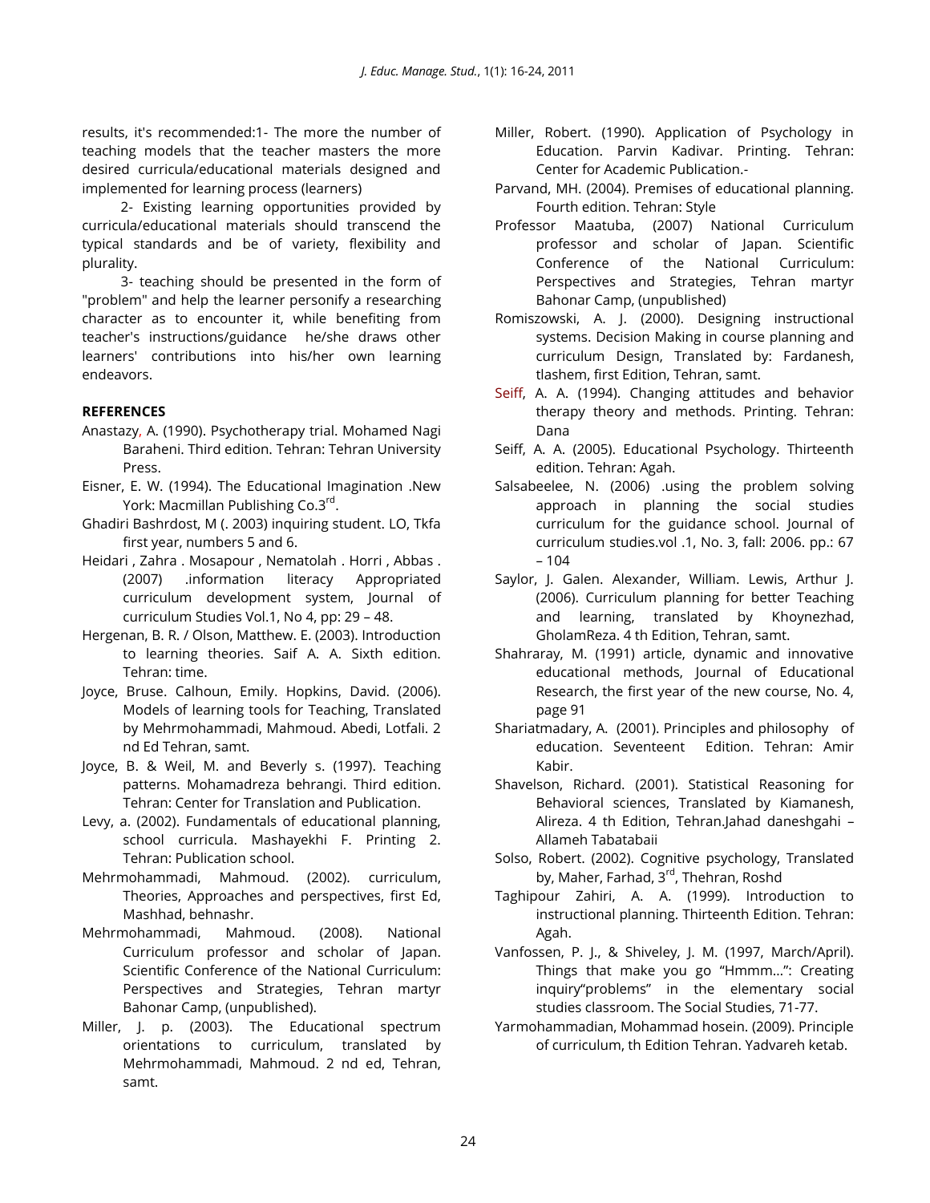results, it's recommended:1- The more the number of teaching models that the teacher masters the more desired curricula/educational materials designed and implemented for learning process (learners)

2- Existing learning opportunities provided by curricula/educational materials should transcend the typical standards and be of variety, flexibility and plurality.

3- teaching should be presented in the form of "problem" and help the learner personify a researching character as to encounter it, while benefiting from teacher's instructions/guidance he/she draws other learners' contributions into his/her own learning endeavors.

**REFERENCES**

Anastazy, A. (1990). Psychotherapy trial. Mohamed Nagi Baraheni. Third edition. Tehran: Tehran University Press.

Eisner, E. W. (1994). The Educational Imagination .New York: Macmillan Publishing Co.3rd.

Ghadiri Bashrdost, M (. 2003) inquiring student. LO, Tkfa first year, numbers 5 and 6.

Heidari , Zahra . Mosapour , Nematolah . Horri , Abbas . (2007) .information literacy Appropriated curriculum development system, Journal of curriculum Studies Vol.1, No 4, pp: 29 – 48.

Hergenan, B. R. / Olson, Matthew. E. (2003). Introduction to learning theories. Saif A. A. Sixth edition. Tehran: time.

Joyce, Bruse. Calhoun, Emily. Hopkins, David. (2006). Models of learning tools for Teaching, Translated by Mehrmohammadi, Mahmoud. Abedi, Lotfali. 2 nd Ed Tehran, samt.

Joyce, B. & Weil, M. and Beverly s. (1997). Teaching patterns. Mohamadreza behrangi. Third edition. Tehran: Center for Translation and Publication.

Levy, a. (2002). Fundamentals of educational planning, school curricula. Mashayekhi F. Printing 2. Tehran: Publication school.

Mehrmohammadi, Mahmoud. (2002). curriculum, Theories, Approaches and perspectives, first Ed, Mashhad, behnashr.

Mehrmohammadi, Mahmoud. (2008). National Curriculum professor and scholar of Japan. Scientific Conference of the National Curriculum: Perspectives and Strategies, Tehran martyr Bahonar Camp, (unpublished).

Miller, J. p. (2003). The Educational spectrum orientations to curriculum, translated by Mehrmohammadi, Mahmoud. 2 nd ed, Tehran, samt.

Miller, Robert. (1990). Application of Psychology in Education. Parvin Kadivar. Printing. Tehran: Center for Academic Publication.-

Parvand, MH. (2004). Premises of educational planning. Fourth edition. Tehran: Style

Professor Maatuba, (2007) National Curriculum professor and scholar of Japan. Scientific Conference of the National Curriculum: Perspectives and Strategies, Tehran martyr Bahonar Camp, (unpublished)

Romiszowski, A. J. (2000). Designing instructional systems. Decision Making in course planning and curriculum Design, Translated by: Fardanesh, tlashem, first Edition, Tehran, samt.

Seiff, A. A. (1994). Changing attitudes and behavior therapy theory and methods. Printing. Tehran: Dana

Seiff, A. A. (2005). Educational Psychology. Thirteenth edition. Tehran: Agah.

Salsabeelee, N. (2006) .using the problem solving approach in planning the social studies curriculum for the guidance school. Journal of curriculum studies.vol .1, No. 3, fall: 2006. pp.: 67 – 104

Saylor, J. Galen. Alexander, William. Lewis, Arthur J. (2006). Curriculum planning for better Teaching and learning, translated by Khoynezhad, GholamReza. 4 th Edition, Tehran, samt.

Shahraray, M. (1991) article, dynamic and innovative educational methods, Journal of Educational Research, the first year of the new course, No. 4, page 91

Shariatmadary, A. (2001). Principles and philosophy of education. Seventeent Edition. Tehran: Amir Kabir.

Shavelson, Richard. (2001). Statistical Reasoning for Behavioral sciences, Translated by Kiamanesh, Alireza. 4 th Edition, Tehran.Jahad daneshgahi – Allameh Tabatabaii

Solso, Robert. (2002). Cognitive psychology, Translated by, Maher, Farhad, 3rd, Thehran, Roshd

Taghipour Zahiri, A. A. (1999). Introduction to instructional planning. Thirteenth Edition. Tehran: Agah.

Vanfossen, P. J., & Shiveley, J. M. (1997, March/April). Things that make you go "Hmmm…": Creating inquiry"problems" in the elementary social studies classroom. The Social Studies, 71-77.

Yarmohammadian, Mohammad hosein. (2009). Principle of curriculum, th Edition Tehran. Yadvareh ketab.